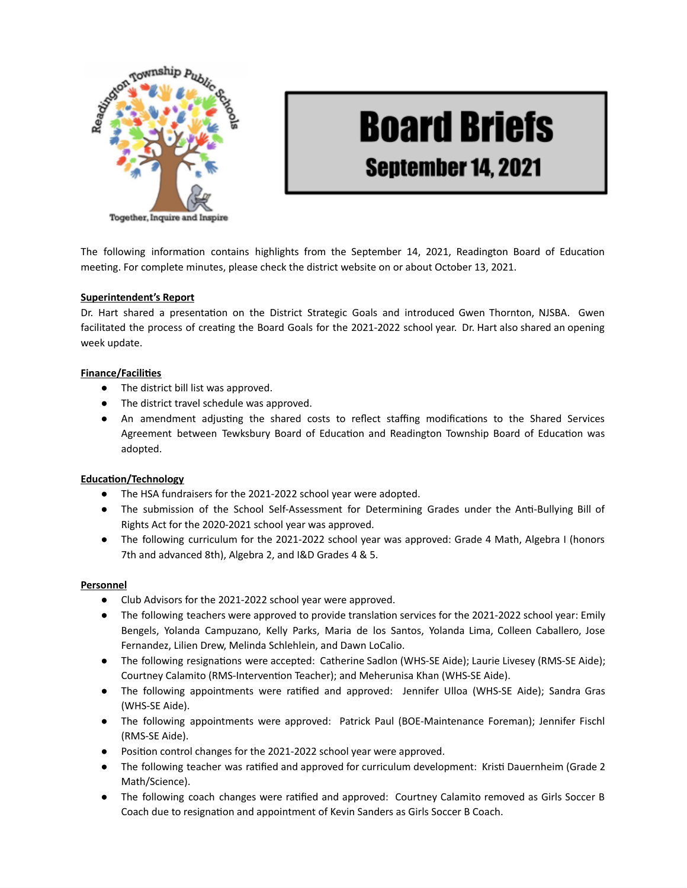Readington Township Public Schools

Together, Inquire and Inspire

# Board Briefs

## September 14, 2021

The following information contains highlights from the September 14, 2021, Readington Board of Education meeting. For complete minutes, please check the district website on or about October 13, 2021.

**Superintendent's Report**

Dr. Hart shared a presentation on the District Strategic Goals and introduced Gwen Thornton, NJSBA. Gwen facilitated the process of creating the Board Goals for the 2021-2022 school year. Dr. Hart also shared an opening week update.

**Finance/Facilities**

- The district bill list was approved.
- The district travel schedule was approved.
- An amendment adjusting the shared costs to reflect staffing modifications to the Shared Services Agreement between Tewksbury Board of Education and Readington Township Board of Education was adopted.

**Education/Technology**

- The HSA fundraisers for the 2021-2022 school year were adopted.
- The submission of the School Self-Assessment for Determining Grades under the Anti-Bullying Bill of Rights Act for the 2020-2021 school year was approved.
- The following curriculum for the 2021-2022 school year was approved: Grade 4 Math, Algebra I (honors 7th and advanced 8th), Algebra 2, and I&D Grades 4 & 5.

**Personnel**

- Club Advisors for the 2021-2022 school year were approved.
- The following teachers were approved to provide translation services for the 2021-2022 school year: Emily Bengels, Yolanda Campuzano, Kelly Parks, Maria de los Santos, Yolanda Lima, Colleen Caballero, Jose Fernandez, Lilien Drew, Melinda Schlehlein, and Dawn LoCalio.
- The following resignations were accepted: Catherine Sadlon (WHS-SE Aide); Laurie Livesey (RMS-SE Aide); Courtney Calamito (RMS-Intervention Teacher); and Meherunisa Khan (WHS-SE Aide).
- The following appointments were ratified and approved: Jennifer Ulloa (WHS-SE Aide); Sandra Gras (WHS-SE Aide).
- The following appointments were approved: Patrick Paul (BOE-Maintenance Foreman); Jennifer Fischl (RMS-SE Aide).
- Position control changes for the 2021-2022 school year were approved.
- The following teacher was ratified and approved for curriculum development: Kristi Dauernheim (Grade 2 Math/Science).
- The following coach changes were ratified and approved: Courtney Calamito removed as Girls Soccer B Coach due to resignation and appointment of Kevin Sanders as Girls Soccer B Coach.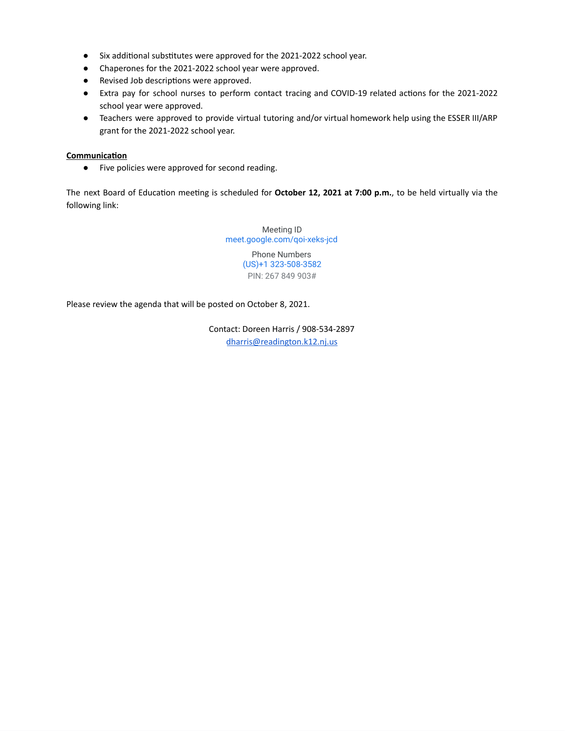- Six additional substitutes were approved for the 2021-2022 school year.
- Chaperones for the 2021-2022 school year were approved.
- Revised Job descriptions were approved.
- Extra pay for school nurses to perform contact tracing and COVID-19 related actions for the 2021-2022 school year were approved.
- Teachers were approved to provide virtual tutoring and/or virtual homework help using the ESSER III/ARP grant for the 2021-2022 school year.

**Communication**

- Five policies were approved for second reading.

The next Board of Education meeting is scheduled for **October 12, 2021 at 7:00 p.m.**, to be held virtually via the following link:

Meeting ID
meet.google.com/qoi-xeks-jcd

Phone Numbers
(US)+1 323-508-3582
PIN: 267 849 903#

Please review the agenda that will be posted on October 8, 2021.

Contact: Doreen Harris / 908-534-2897
dharris@readington.k12.nj.us